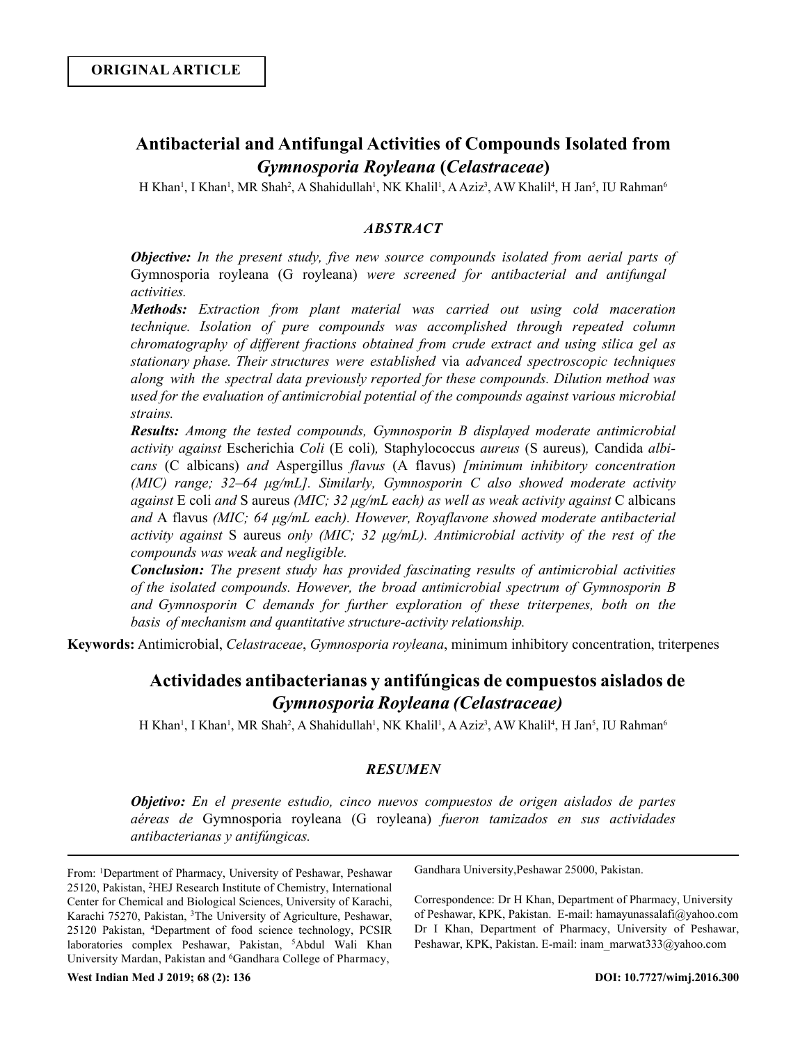ORIGINAL ARTICLE

# Antibacterial and Antifungal Activities of Compounds Isolated from *Gymnosporia Royleana* (*Celastraceae*)

H Khan[1], I Khan[1], MR Shah[2], A Shahidullah[1], NK Khalil[1], A Aziz[3], AW Khalil[4], H Jan[5], IU Rahman[6]

## *ABSTRACT*

***Objective:*** *In the present study, five new source compounds isolated from aerial parts of* Gymnosporia royleana (G royleana) *were screened for antibacterial and antifungal activities.*

***Methods:*** *Extraction from plant material was carried out using cold maceration technique. Isolation of pure compounds was accomplished through repeated column chromatography of different fractions obtained from crude extract and using silica gel as stationary phase. Their structures were established* via *advanced spectroscopic techniques along with the spectral data previously reported for these compounds. Dilution method was used for the evaluation of antimicrobial potential of the compounds against various microbial strains.*

***Results:*** *Among the tested compounds, Gymnosporin B displayed moderate antimicrobial activity against* Escherichia *Coli* (E coli)*,* Staphylococcus *aureus* (S aureus)*,* Candida *albicans* (C albicans) *and* Aspergillus *flavus* (A flavus) *[minimum inhibitory concentration (MIC) range; 32–64 μg/mL]. Similarly, Gymnosporin C also showed moderate activity against* E coli *and* S aureus *(MIC; 32 μg/mL each) as well as weak activity against* C albicans *and* A flavus *(MIC; 64 μg/mL each). However, Royaflavone showed moderate antibacterial activity against* S aureus *only (MIC; 32 μg/mL). Antimicrobial activity of the rest of the compounds was weak and negligible.*

***Conclusion:*** *The present study has provided fascinating results of antimicrobial activities of the isolated compounds. However, the broad antimicrobial spectrum of Gymnosporin B and Gymnosporin C demands for further exploration of these triterpenes, both on the basis of mechanism and quantitative structure-activity relationship.*

**Keywords:** Antimicrobial, *Celastraceae*, *Gymnosporia royleana*, minimum inhibitory concentration, triterpenes

# Actividades antibacterianas y antifúngicas de compuestos aislados de *Gymnosporia Royleana (Celastraceae)*

H Khan[1], I Khan[1], MR Shah[2], A Shahidullah[1], NK Khalil[1], A Aziz[3], AW Khalil[4], H Jan[5], IU Rahman[6]

## *RESUMEN*

***Objetivo:*** *En el presente estudio, cinco nuevos compuestos de origen aislados de partes aéreas de* Gymnosporia royleana (G royleana) *fueron tamizados en sus actividades antibacterianas y antifúngicas.*

---

From: [1]Department of Pharmacy, University of Peshawar, Peshawar 25120, Pakistan, [2]HEJ Research Institute of Chemistry, International Center for Chemical and Biological Sciences, University of Karachi, Karachi 75270, Pakistan, [3]The University of Agriculture, Peshawar, 25120 Pakistan, [4]Department of food science technology, PCSIR laboratories complex Peshawar, Pakistan, [5]Abdul Wali Khan University Mardan, Pakistan and [6]Gandhara College of Pharmacy, Gandhara University,Peshawar 25000, Pakistan.

Correspondence: Dr H Khan, Department of Pharmacy, University of Peshawar, KPK, Pakistan. E-mail: hamayunassalafi@yahoo.com Dr I Khan, Department of Pharmacy, University of Peshawar, Peshawar, KPK, Pakistan. E-mail: inam_marwat333@yahoo.com

West Indian Med J 2019; 68 (2): 136

DOI: 10.7727/wimj.2016.300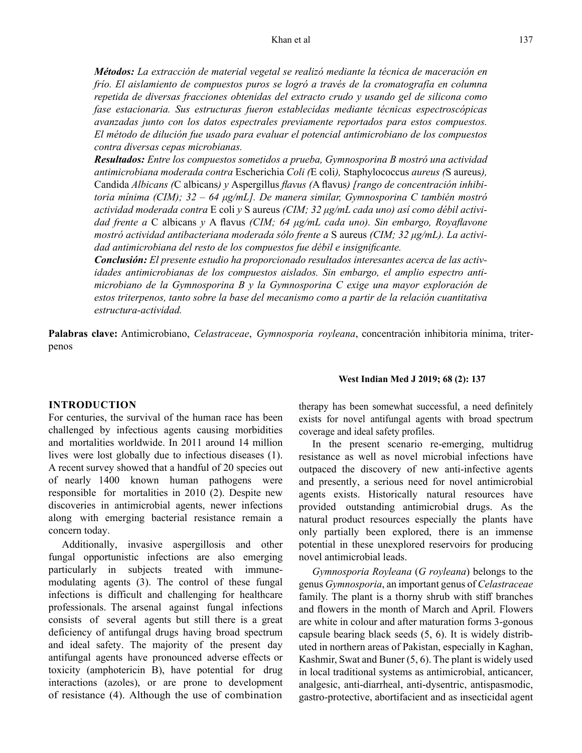***Métodos:*** *La extracción de material vegetal se realizó mediante la técnica de maceración en frío. El aislamiento de compuestos puros se logró a través de la cromatografía en columna repetida de diversas fracciones obtenidas del extracto crudo y usando gel de silicona como fase estacionaria. Sus estructuras fueron establecidas mediante técnicas espectroscópicas avanzadas junto con los datos espectrales previamente reportados para estos compuestos. El método de dilución fue usado para evaluar el potencial antimicrobiano de los compuestos contra diversas cepas microbianas.*

***Resultados:*** *Entre los compuestos sometidos a prueba, Gymnosporina B mostró una actividad antimicrobiana moderada contra* Escherichia *Coli (*E coli*),* Staphylococcus *aureus (*S aureus*),* Candida *Albicans (*C albicans*) y* Aspergillus *flavus (*A flavus*) [rango de concentración inhibitoria mínima (CIM); 32 – 64 µg/mL]. De manera similar, Gymnosporina C también mostró actividad moderada contra* E coli *y* S aureus *(CIM; 32 µg/mL cada uno) así como débil actividad frente a* C albicans *y* A flavus *(CIM; 64 µg/mL cada uno). Sin embargo, Royaflavone mostró actividad antibacteriana moderada sólo frente a* S aureus *(CIM; 32 µg/mL). La actividad antimicrobiana del resto de los compuestos fue débil e insignificante.*

***Conclusión:*** *El presente estudio ha proporcionado resultados interesantes acerca de las actividades antimicrobianas de los compuestos aislados. Sin embargo, el amplio espectro antimicrobiano de la Gymnosporina B y la Gymnosporina C exige una mayor exploración de estos triterpenos, tanto sobre la base del mecanismo como a partir de la relación cuantitativa estructura-actividad.*

**Palabras clave:** Antimicrobiano, *Celastraceae*, *Gymnosporia royleana*, concentración inhibitoria mínima, triterpenos

## INTRODUCTION

For centuries, the survival of the human race has been challenged by infectious agents causing morbidities and mortalities worldwide. In 2011 around 14 million lives were lost globally due to infectious diseases (1). A recent survey showed that a handful of 20 species out of nearly 1400 known human pathogens were responsible for mortalities in 2010 (2). Despite new discoveries in antimicrobial agents, newer infections along with emerging bacterial resistance remain a concern today.

Additionally, invasive aspergillosis and other fungal opportunistic infections are also emerging particularly in subjects treated with immune-modulating agents (3). The control of these fungal infections is difficult and challenging for healthcare professionals. The arsenal against fungal infections consists of several agents but still there is a great deficiency of antifungal drugs having broad spectrum and ideal safety. The majority of the present day antifungal agents have pronounced adverse effects or toxicity (amphotericin B), have potential for drug interactions (azoles), or are prone to development of resistance (4). Although the use of combination therapy has been somewhat successful, a need definitely exists for novel antifungal agents with broad spectrum coverage and ideal safety profiles.

In the present scenario re-emerging, multidrug resistance as well as novel microbial infections have outpaced the discovery of new anti-infective agents and presently, a serious need for novel antimicrobial agents exists. Historically natural resources have provided outstanding antimicrobial drugs. As the natural product resources especially the plants have only partially been explored, there is an immense potential in these unexplored reservoirs for producing novel antimicrobial leads.

*Gymnosporia Royleana* (*G royleana*) belongs to the genus *Gymnosporia*, an important genus of *Celastraceae* family. The plant is a thorny shrub with stiff branches and flowers in the month of March and April. Flowers are white in colour and after maturation forms 3-gonous capsule bearing black seeds (5, 6). It is widely distributed in northern areas of Pakistan, especially in Kaghan, Kashmir, Swat and Buner (5, 6). The plant is widely used in local traditional systems as antimicrobial, anticancer, analgesic, anti-diarrheal, anti-dysentric, antispasmodic, gastro-protective, abortifacient and as insecticidal agent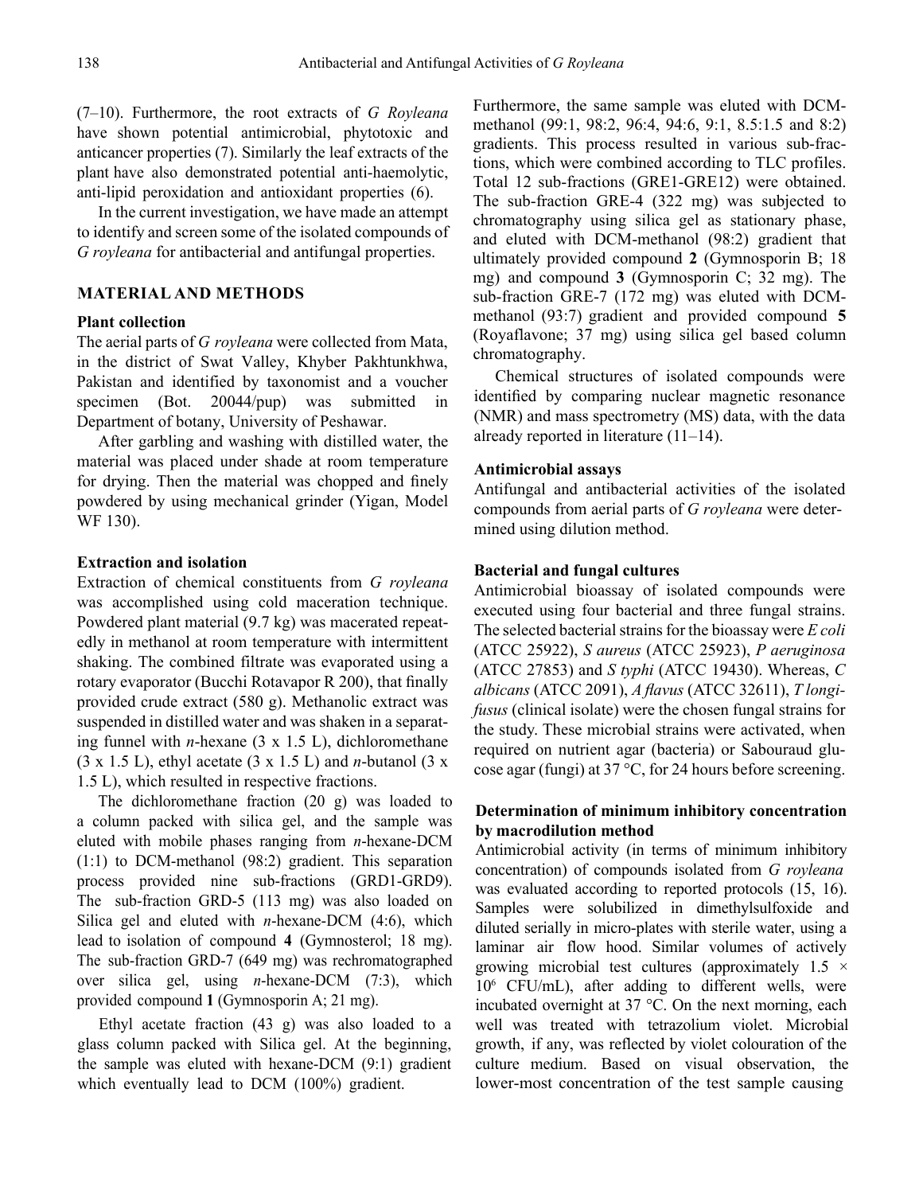(7–10). Furthermore, the root extracts of *G Royleana* have shown potential antimicrobial, phytotoxic and anticancer properties (7). Similarly the leaf extracts of the plant have also demonstrated potential anti-haemolytic, anti-lipid peroxidation and antioxidant properties (6).

In the current investigation, we have made an attempt to identify and screen some of the isolated compounds of *G royleana* for antibacterial and antifungal properties.

## MATERIAL AND METHODS

### Plant collection

The aerial parts of *G royleana* were collected from Mata, in the district of Swat Valley, Khyber Pakhtunkhwa, Pakistan and identified by taxonomist and a voucher specimen (Bot. 20044/pup) was submitted in Department of botany, University of Peshawar.

After garbling and washing with distilled water, the material was placed under shade at room temperature for drying. Then the material was chopped and finely powdered by using mechanical grinder (Yigan, Model WF 130).

### Extraction and isolation

Extraction of chemical constituents from *G royleana* was accomplished using cold maceration technique. Powdered plant material (9.7 kg) was macerated repeatedly in methanol at room temperature with intermittent shaking. The combined filtrate was evaporated using a rotary evaporator (Bucchi Rotavapor R 200), that finally provided crude extract (580 g). Methanolic extract was suspended in distilled water and was shaken in a separating funnel with *n*-hexane (3 x 1.5 L), dichloromethane (3 x 1.5 L), ethyl acetate (3 x 1.5 L) and *n*-butanol (3 x 1.5 L), which resulted in respective fractions.

The dichloromethane fraction (20 g) was loaded to a column packed with silica gel, and the sample was eluted with mobile phases ranging from *n*-hexane-DCM (1:1) to DCM-methanol (98:2) gradient. This separation process provided nine sub-fractions (GRD1-GRD9). The sub-fraction GRD-5 (113 mg) was also loaded on Silica gel and eluted with *n*-hexane-DCM (4:6), which lead to isolation of compound **4** (Gymnosterol; 18 mg). The sub-fraction GRD-7 (649 mg) was rechromatographed over silica gel, using *n*-hexane-DCM (7:3), which provided compound **1** (Gymnosporin A; 21 mg).

Ethyl acetate fraction (43 g) was also loaded to a glass column packed with Silica gel. At the beginning, the sample was eluted with hexane-DCM (9:1) gradient which eventually lead to DCM (100%) gradient. Furthermore, the same sample was eluted with DCM-methanol (99:1, 98:2, 96:4, 94:6, 9:1, 8.5:1.5 and 8:2) gradients. This process resulted in various sub-fractions, which were combined according to TLC profiles. Total 12 sub-fractions (GRE1-GRE12) were obtained. The sub-fraction GRE-4 (322 mg) was subjected to chromatography using silica gel as stationary phase, and eluted with DCM-methanol (98:2) gradient that ultimately provided compound **2** (Gymnosporin B; 18 mg) and compound **3** (Gymnosporin C; 32 mg). The sub-fraction GRE-7 (172 mg) was eluted with DCM-methanol (93:7) gradient and provided compound **5** (Royaflavone; 37 mg) using silica gel based column chromatography.

Chemical structures of isolated compounds were identified by comparing nuclear magnetic resonance (NMR) and mass spectrometry (MS) data, with the data already reported in literature (11–14).

### Antimicrobial assays

Antifungal and antibacterial activities of the isolated compounds from aerial parts of *G royleana* were determined using dilution method.

### Bacterial and fungal cultures

Antimicrobial bioassay of isolated compounds were executed using four bacterial and three fungal strains. The selected bacterial strains for the bioassay were *E coli* (ATCC 25922), *S aureus* (ATCC 25923), *P aeruginosa* (ATCC 27853) and *S typhi* (ATCC 19430). Whereas, *C albicans* (ATCC 2091), *A flavus* (ATCC 32611), *T longifusus* (clinical isolate) were the chosen fungal strains for the study. These microbial strains were activated, when required on nutrient agar (bacteria) or Sabouraud glucose agar (fungi) at 37 °C, for 24 hours before screening.

### Determination of minimum inhibitory concentration by macrodilution method

Antimicrobial activity (in terms of minimum inhibitory concentration) of compounds isolated from *G royleana* was evaluated according to reported protocols (15, 16). Samples were solubilized in dimethylsulfoxide and diluted serially in micro-plates with sterile water, using a laminar air flow hood. Similar volumes of actively growing microbial test cultures (approximately $1.5 \times 10^6$ CFU/mL), after adding to different wells, were incubated overnight at 37 °C. On the next morning, each well was treated with tetrazolium violet. Microbial growth, if any, was reflected by violet colouration of the culture medium. Based on visual observation, the lower-most concentration of the test sample causing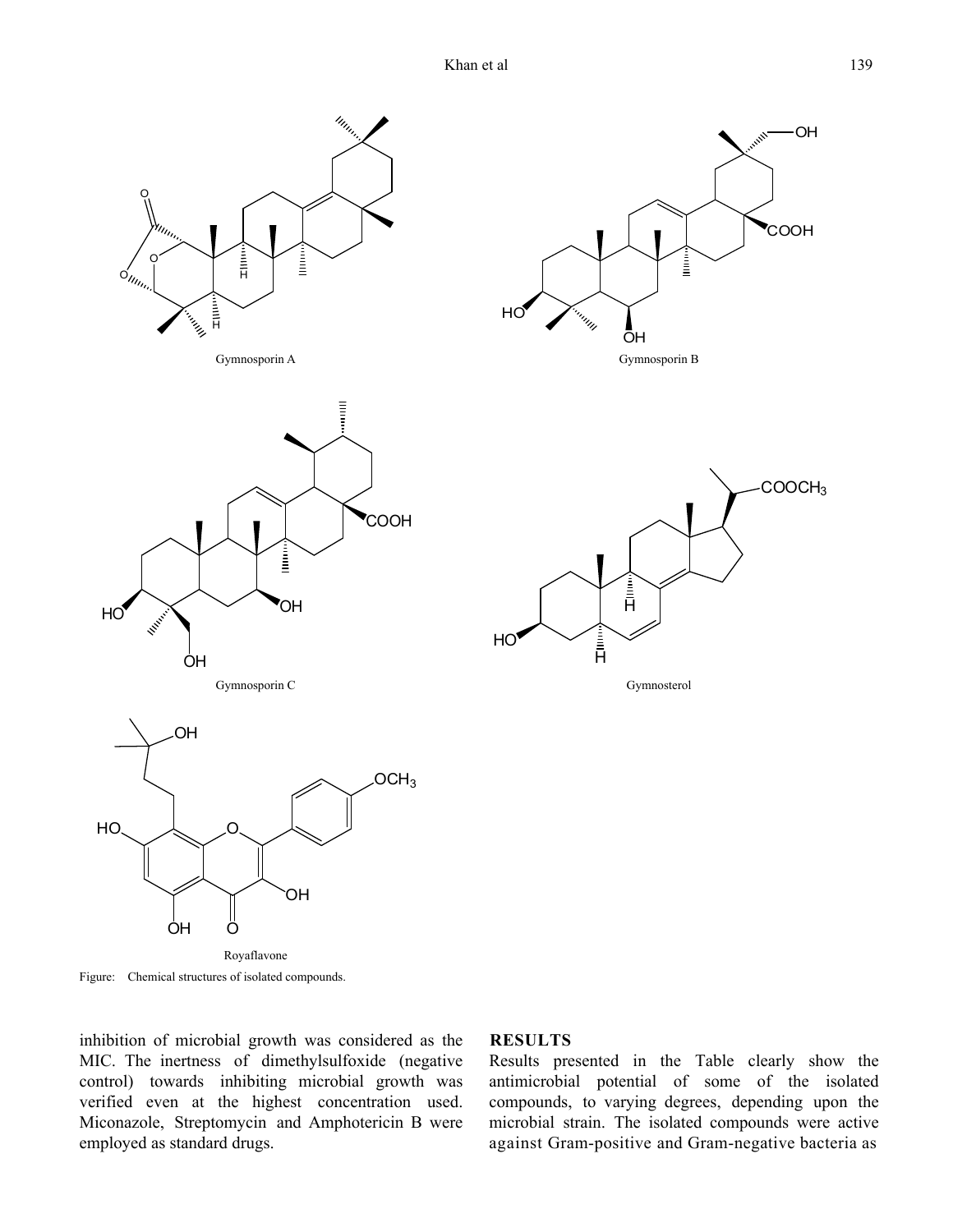Gymnosporin A

Gymnosporin B

Gymnosporin C

Gymnosterol

Royaflavone

Figure: Chemical structures of isolated compounds.

inhibition of microbial growth was considered as the MIC. The inertness of dimethylsulfoxide (negative control) towards inhibiting microbial growth was verified even at the highest concentration used. Miconazole, Streptomycin and Amphotericin B were employed as standard drugs.

## RESULTS

Results presented in the Table clearly show the antimicrobial potential of some of the isolated compounds, to varying degrees, depending upon the microbial strain. The isolated compounds were active against Gram-positive and Gram-negative bacteria as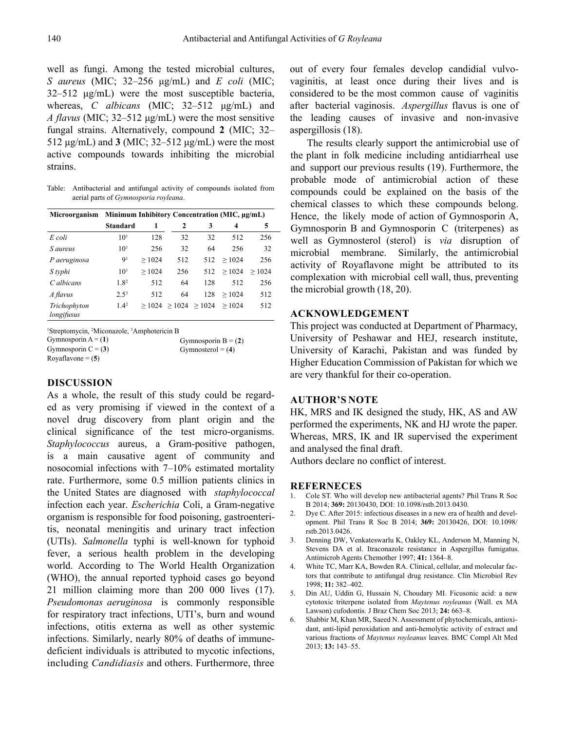well as fungi. Among the tested microbial cultures, *S aureus* (MIC; 32–256 µg/mL) and *E coli* (MIC; 32–512 µg/mL) were the most susceptible bacteria, whereas, *C albicans* (MIC; 32–512 µg/mL) and *A flavus* (MIC; 32–512 µg/mL) were the most sensitive fungal strains. Alternatively, compound **2** (MIC; 32–512 µg/mL) and **3** (MIC; 32–512 µg/mL) were the most active compounds towards inhibiting the microbial strains.

Table: Antibacterial and antifungal activity of compounds isolated from aerial parts of *Gymnosporia royleana*.

| Microorganism | Minimum Inhibitory Concentration (MIC, µg/mL) | | | | | |
|---|---|---|---|---|---|---|
| | Standard | 1 | 2 | 3 | 4 | 5 |
| *E coli* | 10[1] | 128 | 32 | 32 | 512 | 256 |
| *S aureus* | 10[1] | 256 | 32 | 64 | 256 | 32 |
| *P aeruginosa* | 9[1] | ≥ 1024 | 512 | 512 | ≥ 1024 | 256 |
| *S typhi* | 10[1] | ≥ 1024 | 256 | 512 | ≥ 1024 | ≥ 1024 |
| *C albicans* | 1.8[2] | 512 | 64 | 128 | 512 | 256 |
| *A flavus* | 2.5[3] | 512 | 64 | 128 | ≥ 1024 | 512 |
| *Trichophyton longifusus* | 1.4[2] | ≥ 1024 | ≥ 1024 | ≥ 1024 | ≥ 1024 | 512 |

[1]Streptomycin, [2]Miconazole, [3]Amphotericin B
Gymnosporin A = (**1**) Gymnosporin B = (**2**)
Gymnosporin C = (**3**) Gymnosterol = (**4**)
Royaflavone = (**5**)

## DISCUSSION

As a whole, the result of this study could be regarded as very promising if viewed in the context of a novel drug discovery from plant origin and the clinical significance of the test micro-organisms. *Staphylococcus* aureus, a Gram-positive pathogen, is a main causative agent of community and nosocomial infections with 7–10% estimated mortality rate. Furthermore, some 0.5 million patients clinics in the United States are diagnosed with *staphylococcal* infection each year. *Escherichia* Coli, a Gram-negative organism is responsible for food poisoning, gastroenteritis, neonatal meningitis and urinary tract infection (UTIs). *Salmonella* typhi is well-known for typhoid fever, a serious health problem in the developing world. According to The World Health Organization (WHO), the annual reported typhoid cases go beyond 21 million claiming more than 200 000 lives (17). *Pseudomonas aeruginosa* is commonly responsible for respiratory tract infections, UTI's, burn and wound infections, otitis externa as well as other systemic infections. Similarly, nearly 80% of deaths of immune-deficient individuals is attributed to mycotic infections, including *Candidiasis* and others. Furthermore, three out of every four females develop candidial vulvo-vaginitis, at least once during their lives and is considered to be the most common cause of vaginitis after bacterial vaginosis. *Aspergillus* flavus is one of the leading causes of invasive and non-invasive aspergillosis (18).

The results clearly support the antimicrobial use of the plant in folk medicine including antidiarrheal use and support our previous results (19). Furthermore, the probable mode of antimicrobial action of these compounds could be explained on the basis of the chemical classes to which these compounds belong. Hence, the likely mode of action of Gymnosporin A, Gymnosporin B and Gymnosporin C (triterpenes) as well as Gymnosterol (sterol) is *via* disruption of microbial membrane. Similarly, the antimicrobial activity of Royaflavone might be attributed to its complexation with microbial cell wall, thus, preventing the microbial growth (18, 20).

## ACKNOWLEDGEMENT

This project was conducted at Department of Pharmacy, University of Peshawar and HEJ, research institute, University of Karachi, Pakistan and was funded by Higher Education Commission of Pakistan for which we are very thankful for their co-operation.

## AUTHOR'S NOTE

HK, MRS and IK designed the study, HK, AS and AW performed the experiments, NK and HJ wrote the paper. Whereas, MRS, IK and IR supervised the experiment and analysed the final draft.

Authors declare no conflict of interest.

## REFERNECES

1. Cole ST. Who will develop new antibacterial agents? Phil Trans R Soc B 2014; **369:** 20130430, DOI: 10.1098/rstb.2013.0430.
2. Dye C. After 2015: infectious diseases in a new era of health and development. Phil Trans R Soc B 2014; **369:** 20130426, DOI: 10.1098/rstb.2013.0426.
3. Denning DW, Venkateswarlu K, Oakley KL, Anderson M, Manning N, Stevens DA et al. Itraconazole resistance in Aspergillus fumigatus. Antimicrob Agents Chemother 1997; **41:** 1364–8.
4. White TC, Marr KA, Bowden RA. Clinical, cellular, and molecular factors that contribute to antifungal drug resistance. Clin Microbiol Rev 1998; **11:** 382–402.
5. Din AU, Uddin G, Hussain N, Choudary MI. Ficusonic acid: a new cytotoxic triterpene isolated from *Maytenus royleanus* (Wall. ex MA Lawson) cufodontis. J Braz Chem Soc 2013; **24:** 663–8.
6. Shabbir M, Khan MR, Saeed N. Assessment of phytochemicals, antioxidant, anti-lipid peroxidation and anti-hemolytic activity of extract and various fractions of *Maytenus royleanus* leaves. BMC Compl Alt Med 2013; **13:** 143–55.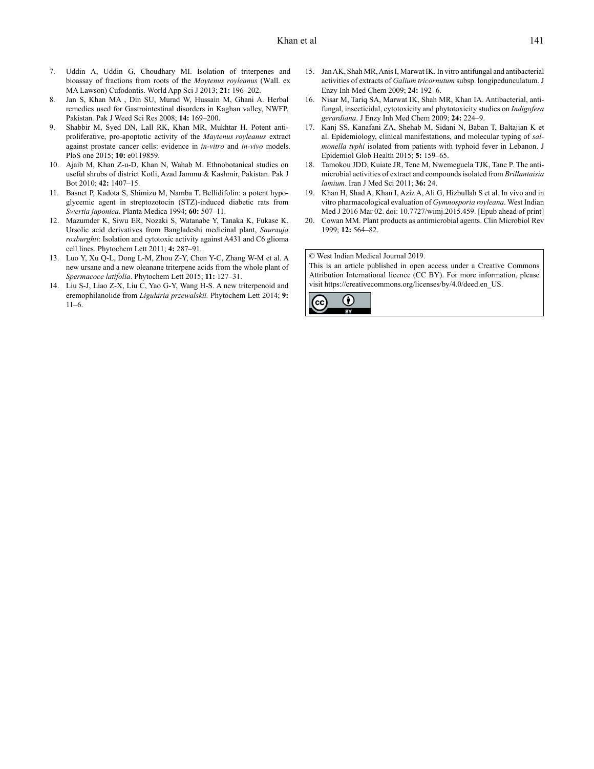7. Uddin A, Uddin G, Choudhary MI. Isolation of triterpenes and bioassay of fractions from roots of the *Maytenus royleanus* (Wall. ex MA Lawson) Cufodontis. World App Sci J 2013; **21:** 196–202.
8. Jan S, Khan MA , Din SU, Murad W, Hussain M, Ghani A. Herbal remedies used for Gastrointestinal disorders in Kaghan valley, NWFP, Pakistan. Pak J Weed Sci Res 2008; **14:** 169–200.
9. Shabbir M, Syed DN, Lall RK, Khan MR, Mukhtar H. Potent antiproliferative, pro-apoptotic activity of the *Maytenus royleanus* extract against prostate cancer cells: evidence in *in-vitro* and *in-vivo* models. PloS one 2015; **10:** e0119859.
10. Ajaib M, Khan Z-u-D, Khan N, Wahab M. Ethnobotanical studies on useful shrubs of district Kotli, Azad Jammu & Kashmir, Pakistan. Pak J Bot 2010; **42:** 1407–15.
11. Basnet P, Kadota S, Shimizu M, Namba T. Bellidifolin: a potent hypoglycemic agent in streptozotocin (STZ)-induced diabetic rats from *Swertia japonica*. Planta Medica 1994; **60:** 507–11.
12. Mazumder K, Siwu ER, Nozaki S, Watanabe Y, Tanaka K, Fukase K. Ursolic acid derivatives from Bangladeshi medicinal plant, *Saurauja roxburghii*: Isolation and cytotoxic activity against A431 and C6 glioma cell lines. Phytochem Lett 2011; **4:** 287–91.
13. Luo Y, Xu Q-L, Dong L-M, Zhou Z-Y, Chen Y-C, Zhang W-M et al. A new ursane and a new oleanane triterpene acids from the whole plant of *Spermacoce latifolia*. Phytochem Lett 2015; **11:** 127–31.
14. Liu S-J, Liao Z-X, Liu C, Yao G-Y, Wang H-S. A new triterpenoid and eremophilanolide from *Ligularia przewalskii.* Phytochem Lett 2014; **9:** 11–6.
15. Jan AK, Shah MR, Anis I, Marwat IK. In vitro antifungal and antibacterial activities of extracts of *Galium tricornutum* subsp. longipedunculatum. J Enzy Inh Med Chem 2009; **24:** 192–6.
16. Nisar M, Tariq SA, Marwat IK, Shah MR, Khan IA. Antibacterial, antifungal, insecticidal, cytotoxicity and phytotoxicity studies on *Indigofera gerardiana*. J Enzy Inh Med Chem 2009; **24:** 224–9.
17. Kanj SS, Kanafani ZA, Shehab M, Sidani N, Baban T, Baltajian K et al. Epidemiology, clinical manifestations, and molecular typing of *salmonella typhi* isolated from patients with typhoid fever in Lebanon. J Epidemiol Glob Health 2015; **5:** 159–65.
18. Tamokou JDD, Kuiate JR, Tene M, Nwemeguela TJK, Tane P. The antimicrobial activities of extract and compounds isolated from *Brillantaisia lamium*. Iran J Med Sci 2011; **36:** 24.
19. Khan H, Shad A, Khan I, Aziz A, Ali G, Hizbullah S et al. In vivo and in vitro pharmacological evaluation of *Gymnosporia royleana*. West Indian Med J 2016 Mar 02. doi: 10.7727/wimj.2015.459. [Epub ahead of print]
20. Cowan MM. Plant products as antimicrobial agents. Clin Microbiol Rev 1999; **12:** 564–82.

© West Indian Medical Journal 2019.
This is an article published in open access under a Creative Commons Attribution International licence (CC BY). For more information, please visit https://creativecommons.org/licenses/by/4.0/deed.en_US.